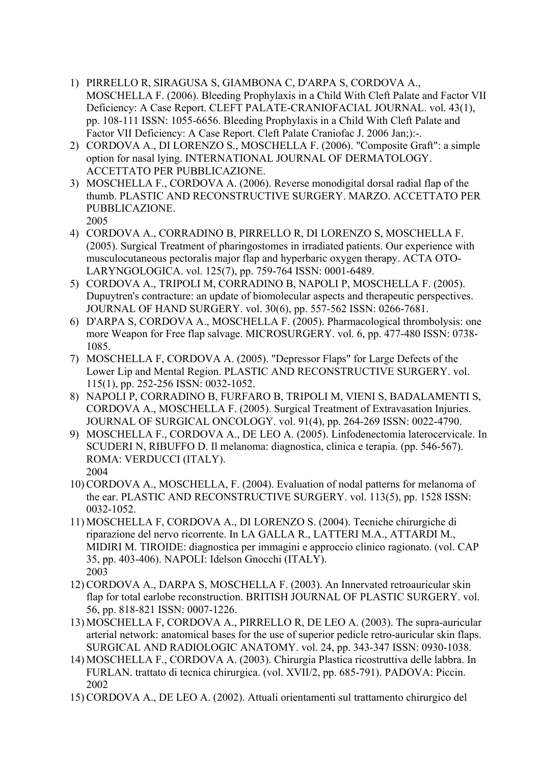1) PIRRELLO R, SIRAGUSA S, GIAMBONA C, D'ARPA S, CORDOVA A., MOSCHELLA F. (2006). Bleeding Prophylaxis in a Child With Cleft Palate and Factor VII Deficiency: A Case Report. CLEFT PALATE-CRANIOFACIAL JOURNAL. vol. 43(1), pp. 108-111 ISSN: 1055-6656. Bleeding Prophylaxis in a Child With Cleft Palate and Factor VII Deficiency: A Case Report. Cleft Palate Craniofac J. 2006 Jan;):-.
2) CORDOVA A., DI LORENZO S., MOSCHELLA F. (2006). "Composite Graft": a simple option for nasal lying. INTERNATIONAL JOURNAL OF DERMATOLOGY. ACCETTATO PER PUBBLICAZIONE.
3) MOSCHELLA F., CORDOVA A. (2006). Reverse monodigital dorsal radial flap of the thumb. PLASTIC AND RECONSTRUCTIVE SURGERY. MARZO. ACCETTATO PER PUBBLICAZIONE.

2005

4) CORDOVA A., CORRADINO B, PIRRELLO R, DI LORENZO S, MOSCHELLA F. (2005). Surgical Treatment of pharingostomes in irradiated patients. Our experience with musculocutaneous pectoralis major flap and hyperbaric oxygen therapy. ACTA OTO-LARYNGOLOGICA. vol. 125(7), pp. 759-764 ISSN: 0001-6489.
5) CORDOVA A., TRIPOLI M, CORRADINO B, NAPOLI P, MOSCHELLA F. (2005). Dupuytren's contracture: an update of biomolecular aspects and therapeutic perspectives. JOURNAL OF HAND SURGERY. vol. 30(6), pp. 557-562 ISSN: 0266-7681.
6) D'ARPA S, CORDOVA A., MOSCHELLA F. (2005). Pharmacological thrombolysis: one more Weapon for Free flap salvage. MICROSURGERY. vol. 6, pp. 477-480 ISSN: 0738-1085.
7) MOSCHELLA F, CORDOVA A. (2005). "Depressor Flaps" for Large Defects of the Lower Lip and Mental Region. PLASTIC AND RECONSTRUCTIVE SURGERY. vol. 115(1), pp. 252-256 ISSN: 0032-1052.
8) NAPOLI P, CORRADINO B, FURFARO B, TRIPOLI M, VIENI S, BADALAMENTI S, CORDOVA A., MOSCHELLA F. (2005). Surgical Treatment of Extravasation Injuries. JOURNAL OF SURGICAL ONCOLOGY. vol. 91(4), pp. 264-269 ISSN: 0022-4790.
9) MOSCHELLA F., CORDOVA A., DE LEO A. (2005). Linfodenectomia laterocervicale. In SCUDERI N, RIBUFFO D. Il melanoma: diagnostica, clinica e terapia. (pp. 546-567). ROMA: VERDUCCI (ITALY).

2004

10) CORDOVA A., MOSCHELLA, F. (2004). Evaluation of nodal patterns for melanoma of the ear. PLASTIC AND RECONSTRUCTIVE SURGERY. vol. 113(5), pp. 1528 ISSN: 0032-1052.
11) MOSCHELLA F, CORDOVA A., DI LORENZO S. (2004). Tecniche chirurgiche di riparazione del nervo ricorrente. In LA GALLA R., LATTERI M.A., ATTARDI M., MIDIRI M. TIROIDE: diagnostica per immagini e approccio clinico ragionato. (vol. CAP 35, pp. 403-406). NAPOLI: Idelson Gnocchi (ITALY).

2003

12) CORDOVA A., DARPA S, MOSCHELLA F. (2003). An Innervated retroauricular skin flap for total earlobe reconstruction. BRITISH JOURNAL OF PLASTIC SURGERY. vol. 56, pp. 818-821 ISSN: 0007-1226.
13) MOSCHELLA F, CORDOVA A., PIRRELLO R, DE LEO A. (2003). The supra-auricular arterial network: anatomical bases for the use of superior pedicle retro-auricular skin flaps. SURGICAL AND RADIOLOGIC ANATOMY. vol. 24, pp. 343-347 ISSN: 0930-1038.
14) MOSCHELLA F., CORDOVA A. (2003). Chirurgia Plastica ricostruttiva delle labbra. In FURLAN. trattato di tecnica chirurgica. (vol. XVII/2, pp. 685-791). PADOVA: Piccin.

2002

15) CORDOVA A., DE LEO A. (2002). Attuali orientamenti sul trattamento chirurgico del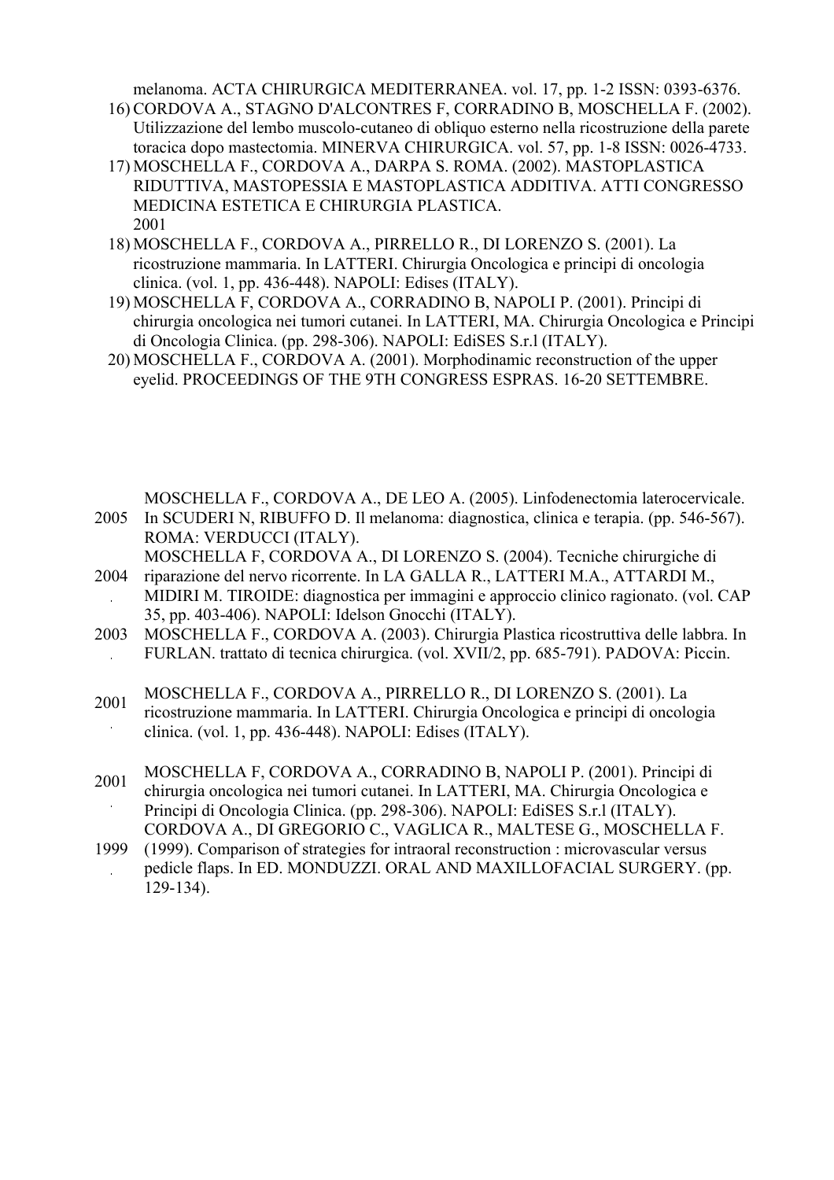melanoma. ACTA CHIRURGICA MEDITERRANEA. vol. 17, pp. 1-2 ISSN: 0393-6376.

16) CORDOVA A., STAGNO D'ALCONTRES F, CORRADINO B, MOSCHELLA F. (2002). Utilizzazione del lembo muscolo-cutaneo di obliquo esterno nella ricostruzione della parete toracica dopo mastectomia. MINERVA CHIRURGICA. vol. 57, pp. 1-8 ISSN: 0026-4733.
17) MOSCHELLA F., CORDOVA A., DARPA S. ROMA. (2002). MASTOPLASTICA RIDUTTIVA, MASTOPESSIA E MASTOPLASTICA ADDITIVA. ATTI CONGRESSO MEDICINA ESTETICA E CHIRURGIA PLASTICA.

2001

18) MOSCHELLA F., CORDOVA A., PIRRELLO R., DI LORENZO S. (2001). La ricostruzione mammaria. In LATTERI. Chirurgia Oncologica e principi di oncologia clinica. (vol. 1, pp. 436-448). NAPOLI: Edises (ITALY).
19) MOSCHELLA F, CORDOVA A., CORRADINO B, NAPOLI P. (2001). Principi di chirurgia oncologica nei tumori cutanei. In LATTERI, MA. Chirurgia Oncologica e Principi di Oncologia Clinica. (pp. 298-306). NAPOLI: EdiSES S.r.l (ITALY).
20) MOSCHELLA F., CORDOVA A. (2001). Morphodinamic reconstruction of the upper eyelid. PROCEEDINGS OF THE 9TH CONGRESS ESPRAS. 16-20 SETTEMBRE.

| | |
|---|---|
| 2005 | MOSCHELLA F., CORDOVA A., DE LEO A. (2005). Linfodenectomia laterocervicale. In SCUDERI N, RIBUFFO D. Il melanoma: diagnostica, clinica e terapia. (pp. 546-567). ROMA: VERDUCCI (ITALY). |
| 2004 | MOSCHELLA F, CORDOVA A., DI LORENZO S. (2004). Tecniche chirurgiche di riparazione del nervo ricorrente. In LA GALLA R., LATTERI M.A., ATTARDI M., MIDIRI M. TIROIDE: diagnostica per immagini e approccio clinico ragionato. (vol. CAP 35, pp. 403-406). NAPOLI: Idelson Gnocchi (ITALY). |
| 2003 | MOSCHELLA F., CORDOVA A. (2003). Chirurgia Plastica ricostruttiva delle labbra. In FURLAN. trattato di tecnica chirurgica. (vol. XVII/2, pp. 685-791). PADOVA: Piccin. |
| 2001 | MOSCHELLA F., CORDOVA A., PIRRELLO R., DI LORENZO S. (2001). La ricostruzione mammaria. In LATTERI. Chirurgia Oncologica e principi di oncologia clinica. (vol. 1, pp. 436-448). NAPOLI: Edises (ITALY). |
| 2001 | MOSCHELLA F, CORDOVA A., CORRADINO B, NAPOLI P. (2001). Principi di chirurgia oncologica nei tumori cutanei. In LATTERI, MA. Chirurgia Oncologica e Principi di Oncologia Clinica. (pp. 298-306). NAPOLI: EdiSES S.r.l (ITALY). |
| 1999 | CORDOVA A., DI GREGORIO C., VAGLICA R., MALTESE G., MOSCHELLA F. (1999). Comparison of strategies for intraoral reconstruction : microvascular versus pedicle flaps. In ED. MONDUZZI. ORAL AND MAXILLOFACIAL SURGERY. (pp. 129-134). |